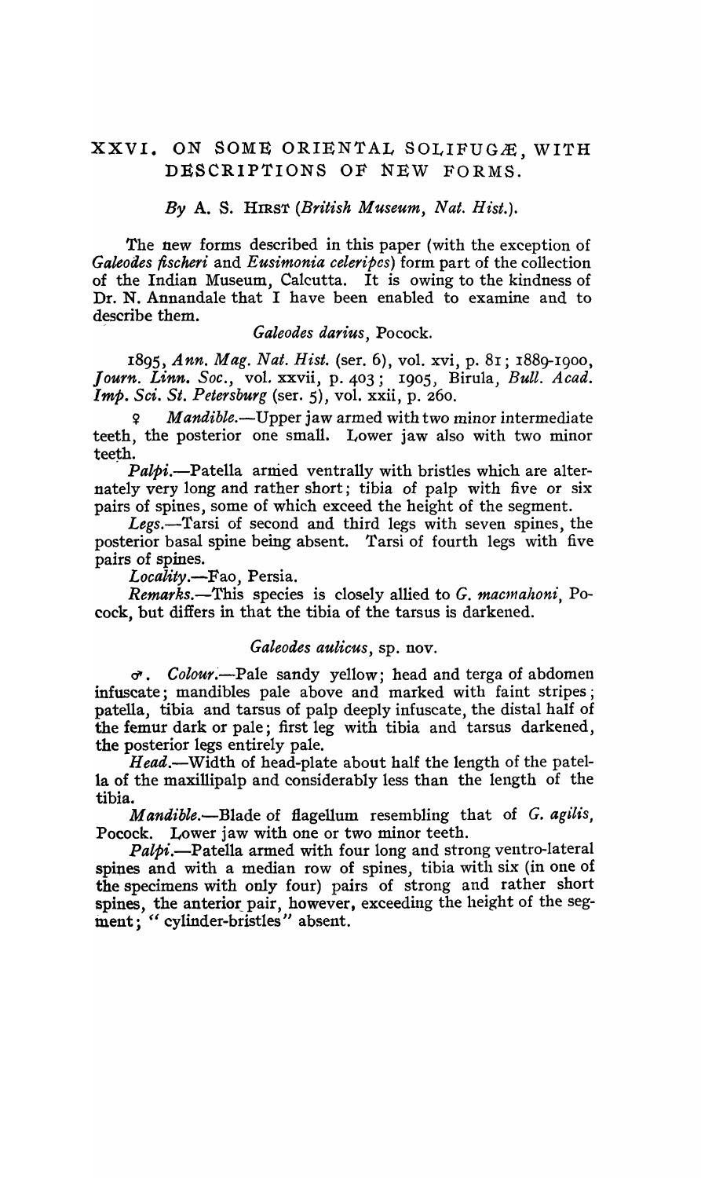# XXVI. ON SOME ORIENTAL SOLIFUGÆ, WITH DESCRIPTIONS OF NEW FORMS.

*By* A. S. HIRST (*British Museum, Nat. Hist.*).

The new forms described in this paper (with the exception of *Galeodes fischeri* and *Eusimonia celeripes*) form part of the collection of the Indian Museum, Calcutta. It is owing to the kindness of Dr. N. Annandale that I have been enabled to examine and to describe them.

### *Galeodes darius*, Pocock.

1895, *Ann. Mag. Nat. Hist.* (ser. 6), vol. xvi, p. 81; 1889-1900, *Journ. Linn. Soc.*, vol. xxvii, p. 403; 1905, Birula, *Bull. Acad. Imp. Sci. St. Petersburg* (ser. 5), vol. xxii, p. 260.

♀ *Mandible.*—Upper jaw armed with two minor intermediate teeth, the posterior one small. Lower jaw also with two minor teeth.

*Palpi.*—Patella armed ventrally with bristles which are alternately very long and rather short; tibia of palp with five or six pairs of spines, some of which exceed the height of the segment.

*Legs.*—Tarsi of second and third legs with seven spines, the posterior basal spine being absent. Tarsi of fourth legs with five pairs of spines.

*Locality.*—Fao, Persia.

*Remarks.*—This species is closely allied to *G. macmahoni*, Pocock, but differs in that the tibia of the tarsus is darkened.

### *Galeodes aulicus*, sp. nov.

♂. *Colour.*—Pale sandy yellow; head and terga of abdomen infuscate; mandibles pale above and marked with faint stripes; patella, tibia and tarsus of palp deeply infuscate, the distal half of the femur dark or pale; first leg with tibia and tarsus darkened, the posterior legs entirely pale.

*Head.*—Width of head-plate about half the length of the patella of the maxillipalp and considerably less than the length of the tibia.

*Mandible.*—Blade of flagellum resembling that of *G. agilis*, Pocock. Lower jaw with one or two minor teeth.

*Palpi.*—Patella armed with four long and strong ventro-lateral spines and with a median row of spines, tibia with six (in one of the specimens with only four) pairs of strong and rather short spines, the anterior pair, however, exceeding the height of the segment; "cylinder-bristles" absent.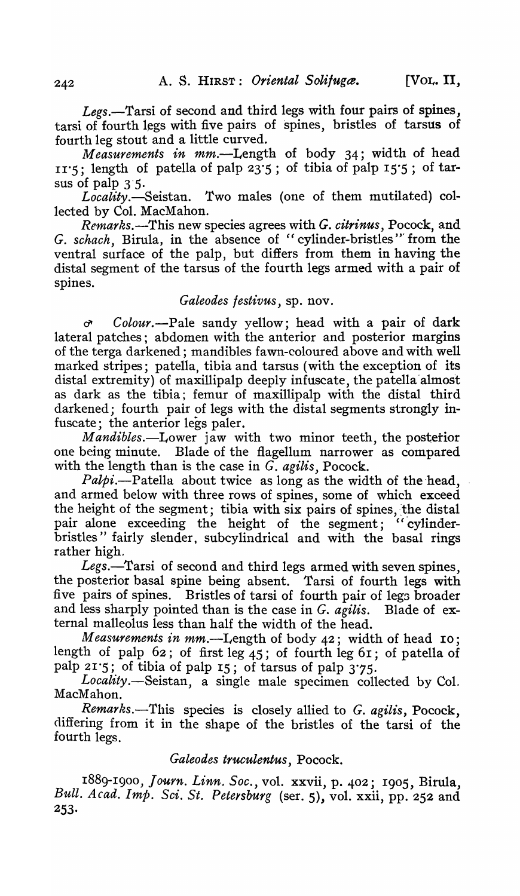*Legs.*—Tarsi of second and third legs with four pairs of spines, tarsi of fourth legs with five pairs of spines, bristles of tarsus of fourth leg stout and a little curved.

*Measurements in mm.*—Length of body 34; width of head 11·5; length of patella of palp 23·5; of tibia of palp 15·5; of tarsus of palp 3·5.

*Locality.*—Seistan. Two males (one of them mutilated) collected by Col. MacMahon.

*Remarks.*—This new species agrees with *G. citrinus*, Pocock, and *G. schach*, Birula, in the absence of "cylinder-bristles" from the ventral surface of the palp, but differs from them in having the distal segment of the tarsus of the fourth legs armed with a pair of spines.

### *Galeodes festivus*, sp. nov.

♂ *Colour.*—Pale sandy yellow; head with a pair of dark lateral patches; abdomen with the anterior and posterior margins of the terga darkened; mandibles fawn-coloured above and with well marked stripes; patella, tibia and tarsus (with the exception of its distal extremity) of maxillipalp deeply infuscate, the patella almost as dark as the tibia; femur of maxillipalp with the distal third darkened; fourth pair of legs with the distal segments strongly infuscate; the anterior legs paler.

*Mandibles.*—Lower jaw with two minor teeth, the posterior one being minute. Blade of the flagellum narrower as compared with the length than is the case in *G. agilis*, Pocock.

*Palpi.*—Patella about twice as long as the width of the head, and armed below with three rows of spines, some of which exceed the height of the segment; tibia with six pairs of spines, the distal pair alone exceeding the height of the segment; "cylinder-bristles" fairly slender, subcylindrical and with the basal rings rather high.

*Legs.*—Tarsi of second and third legs armed with seven spines, the posterior basal spine being absent. Tarsi of fourth legs with five pairs of spines. Bristles of tarsi of fourth pair of legs broader and less sharply pointed than is the case in *G. agilis*. Blade of external malleolus less than half the width of the head.

*Measurements in mm.*—Length of body 42; width of head 10; length of palp 62; of first leg 45; of fourth leg 61; of patella of palp 21·5; of tibia of palp 15; of tarsus of palp 3·75.

*Locality.*—Seistan, a single male specimen collected by Col. MacMahon.

*Remarks.*—This species is closely allied to *G. agilis*, Pocock, differing from it in the shape of the bristles of the tarsi of the fourth legs.

### *Galeodes truculentus*, Pocock.

1889-1900, *Journ. Linn. Soc.*, vol. xxvii, p. 402; 1905, Birula, *Bull. Acad. Imp. Sci. St. Petersburg* (ser. 5), vol. xxii, pp. 252 and 253.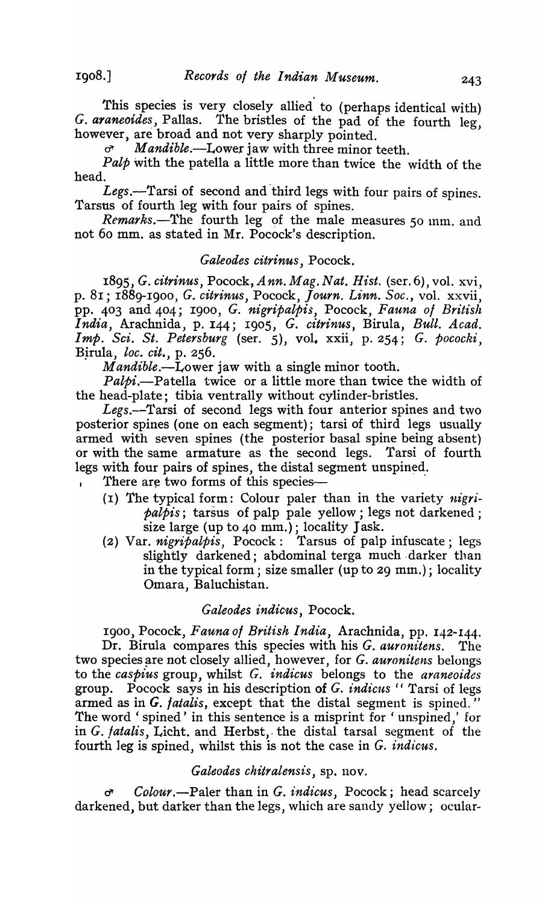This species is very closely allied to (perhaps identical with) *G. araneoides*, Pallas. The bristles of the pad of the fourth leg, however, are broad and not very sharply pointed.

♂ *Mandible*.—Lower jaw with three minor teeth.

*Palp* with the patella a little more than twice the width of the head.

*Legs*.—Tarsi of second and third legs with four pairs of spines. Tarsus of fourth leg with four pairs of spines.

*Remarks*.—The fourth leg of the male measures 50 mm. and not 60 mm. as stated in Mr. Pocock's description.

### *Galeodes citrinus*, Pocock.

1895, *G. citrinus*, Pocock, *Ann. Mag. Nat. Hist.* (ser. 6), vol. xvi, p. 81; 1889-1900, *G. citrinus*, Pocock, *Journ. Linn. Soc.*, vol. xxvii, pp. 403 and 404; 1900, *G. nigripalpis*, Pocock, *Fauna of British India*, Arachnida, p. 144; 1905, *G. citrinus*, Birula, *Bull. Acad. Imp. Sci. St. Petersburg* (ser. 5), vol. xxii, p. 254; *G. pococki*, Birula, *loc. cit.*, p. 256.

*Mandible*.—Lower jaw with a single minor tooth.

*Palpi*.—Patella twice or a little more than twice the width of the head-plate; tibia ventrally without cylinder-bristles.

*Legs*.—Tarsi of second legs with four anterior spines and two posterior spines (one on each segment); tarsi of third legs usually armed with seven spines (the posterior basal spine being absent) or with the same armature as the second legs. Tarsi of fourth legs with four pairs of spines, the distal segment unspined.

There are two forms of this species—

1. The typical form: Colour paler than in the variety *nigripalpis*; tarsus of palp pale yellow; legs not darkened; size large (up to 40 mm.); locality Jask.
2. Var. *nigripalpis*, Pocock: Tarsus of palp infuscate; legs slightly darkened; abdominal terga much darker than in the typical form; size smaller (up to 29 mm.); locality Omara, Baluchistan.

### *Galeodes indicus*, Pocock.

1900, Pocock, *Fauna of British India*, Arachnida, pp. 142-144.

Dr. Birula compares this species with his *G. auronitens*. The two species are not closely allied, however, for *G. auronitens* belongs to the *caspius* group, whilst *G. indicus* belongs to the *araneoides* group. Pocock says in his description of *G. indicus* " Tarsi of legs armed as in *G. fatalis*, except that the distal segment is spined." The word 'spined' in this sentence is a misprint for 'unspined,' for in *G. fatalis*, Licht. and Herbst, the distal tarsal segment of the fourth leg is spined, whilst this is not the case in *G. indicus*.

### *Galeodes chitralensis*, sp. nov.

♂ *Colour*.—Paler than in *G. indicus*, Pocock; head scarcely darkened, but darker than the legs, which are sandy yellow; ocular-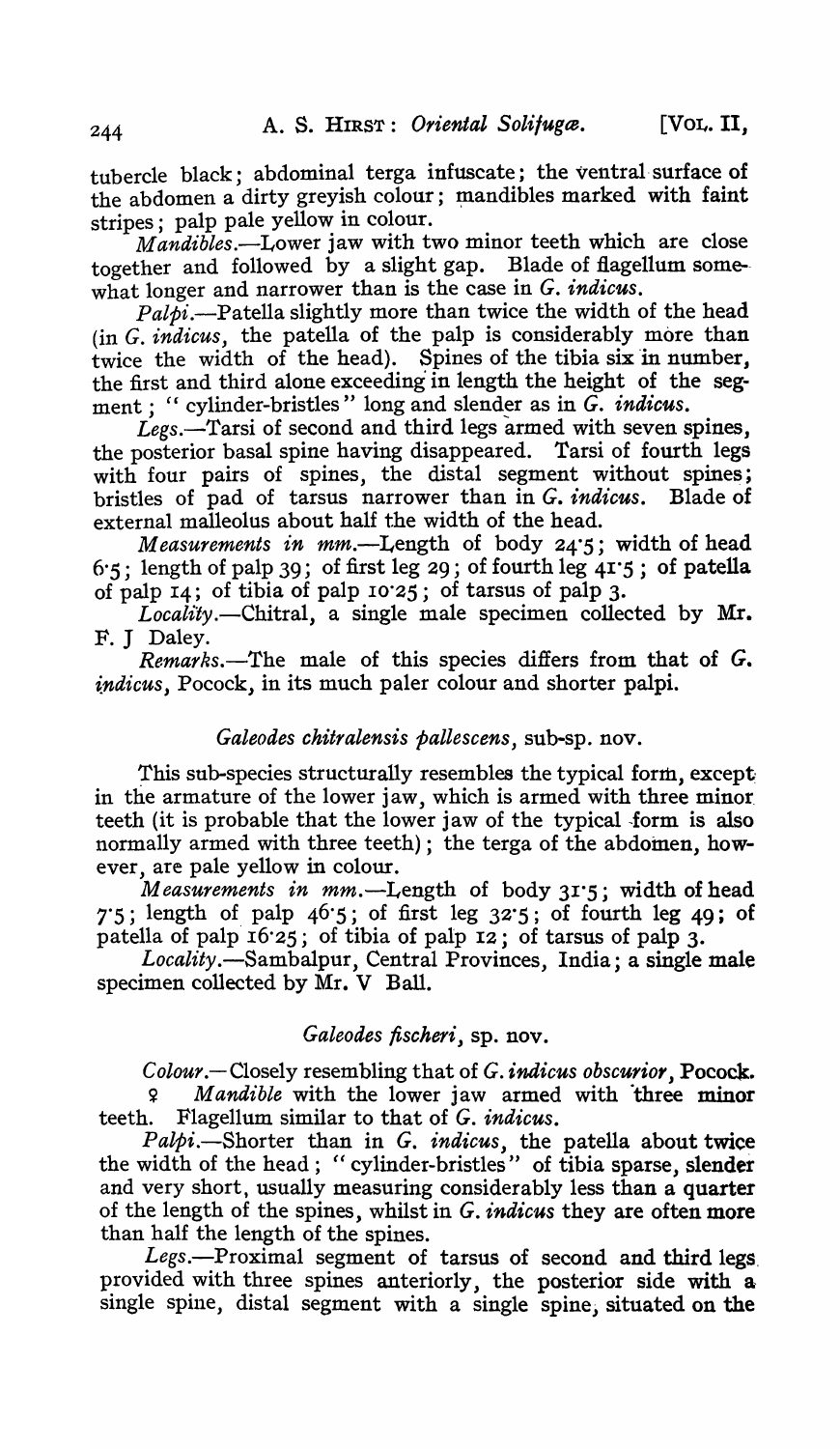tubercle black; abdominal terga infuscate; the ventral surface of the abdomen a dirty greyish colour; mandibles marked with faint stripes; palp pale yellow in colour.

*Mandibles*.—Lower jaw with two minor teeth which are close together and followed by a slight gap. Blade of flagellum somewhat longer and narrower than is the case in *G. indicus*.

*Palpi*.—Patella slightly more than twice the width of the head (in *G. indicus*, the patella of the palp is considerably more than twice the width of the head). Spines of the tibia six in number, the first and third alone exceeding in length the height of the segment; "cylinder-bristles" long and slender as in *G. indicus*.

*Legs*.—Tarsi of second and third legs armed with seven spines, the posterior basal spine having disappeared. Tarsi of fourth legs with four pairs of spines, the distal segment without spines; bristles of pad of tarsus narrower than in *G. indicus*. Blade of external malleolus about half the width of the head.

*Measurements in mm*.—Length of body 24·5; width of head 6·5; length of palp 39; of first leg 29; of fourth leg 41·5; of patella of palp 14; of tibia of palp 10·25; of tarsus of palp 3.

*Locality*.—Chitral, a single male specimen collected by Mr. F. J Daley.

*Remarks*.—The male of this species differs from that of *G. indicus*, Pocock, in its much paler colour and shorter palpi.

### *Galeodes chitralensis pallescens*, sub-sp. nov.

This sub-species structurally resembles the typical form, except in the armature of the lower jaw, which is armed with three minor teeth (it is probable that the lower jaw of the typical form is also normally armed with three teeth); the terga of the abdomen, however, are pale yellow in colour.

*Measurements in mm*.—Length of body 31·5; width of head 7·5; length of palp 46·5; of first leg 32·5; of fourth leg 49; of patella of palp 16·25; of tibia of palp 12; of tarsus of palp 3.

*Locality*.—Sambalpur, Central Provinces, India; a single male specimen collected by Mr. V Ball.

### *Galeodes fischeri*, sp. nov.

*Colour*.—Closely resembling that of *G. indicus obscurior*, Pocock.

♀ *Mandible* with the lower jaw armed with three minor teeth. Flagellum similar to that of *G. indicus*.

*Palpi*.—Shorter than in *G. indicus*, the patella about twice the width of the head; "cylinder-bristles" of tibia sparse, slender and very short, usually measuring considerably less than a quarter of the length of the spines, whilst in *G. indicus* they are often more than half the length of the spines.

*Legs*.—Proximal segment of tarsus of second and third legs provided with three spines anteriorly, the posterior side with a single spine, distal segment with a single spine, situated on the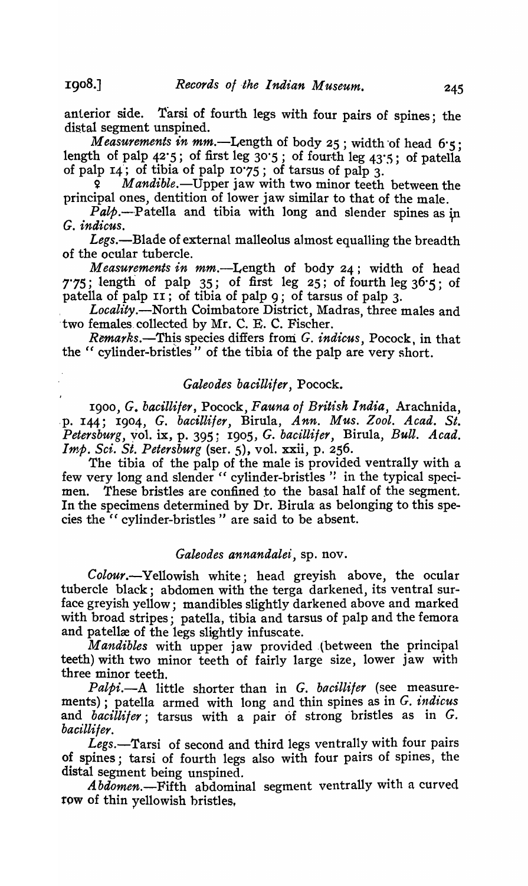anterior side. Tarsi of fourth legs with four pairs of spines; the distal segment unspined.

*Measurements in mm.*—Length of body 25; width of head 6·5; length of palp 42·5; of first leg 30·5; of fourth leg 43·5; of patella of palp 14; of tibia of palp 10·75; of tarsus of palp 3.

♀ *Mandible.*—Upper jaw with two minor teeth between the principal ones, dentition of lower jaw similar to that of the male.

*Palp.*—Patella and tibia with long and slender spines as in *G. indicus.*

*Legs.*—Blade of external malleolus almost equalling the breadth of the ocular tubercle.

*Measurements in mm.*—Length of body 24; width of head 7·75; length of palp 35; of first leg 25; of fourth leg 36·5; of patella of palp 11; of tibia of palp 9; of tarsus of palp 3.

*Locality.*—North Coimbatore District, Madras, three males and two females collected by Mr. C. E. C. Fischer.

*Remarks.*—This species differs from *G. indicus*, Pocock, in that the "cylinder-bristles" of the tibia of the palp are very short.

## *Galeodes bacillifer*, Pocock.

1900, *G. bacillifer*, Pocock, *Fauna of British India*, Arachnida, p. 144; 1904, *G. bacillifer*, Birula, *Ann. Mus. Zool. Acad. St. Petersburg*, vol. ix, p. 395; 1905, *G. bacillifer*, Birula, *Bull. Acad. Imp. Sci. St. Petersburg* (ser. 5), vol. xxii, p. 256.

The tibia of the palp of the male is provided ventrally with a few very long and slender "cylinder-bristles" in the typical specimens. These bristles are confined to the basal half of the segment. In the specimens determined by Dr. Birula as belonging to this species the "cylinder-bristles" are said to be absent.

## *Galeodes annandalei*, sp. nov.

*Colour.*—Yellowish white; head greyish above, the ocular tubercle black; abdomen with the terga darkened, its ventral surface greyish yellow; mandibles slightly darkened above and marked with broad stripes; patella, tibia and tarsus of palp and the femora and patellæ of the legs slightly infuscate.

*Mandibles* with upper jaw provided (between the principal teeth) with two minor teeth of fairly large size, lower jaw with three minor teeth.

*Palpi.*—A little shorter than in *G. bacillifer* (see measurements); patella armed with long and thin spines as in *G. indicus* and *bacillifer*; tarsus with a pair of strong bristles as in *G. bacillifer.*

*Legs.*—Tarsi of second and third legs ventrally with four pairs of spines; tarsi of fourth legs also with four pairs of spines, the distal segment being unspined.

*Abdomen.*—Fifth abdominal segment ventrally with a curved row of thin yellowish bristles.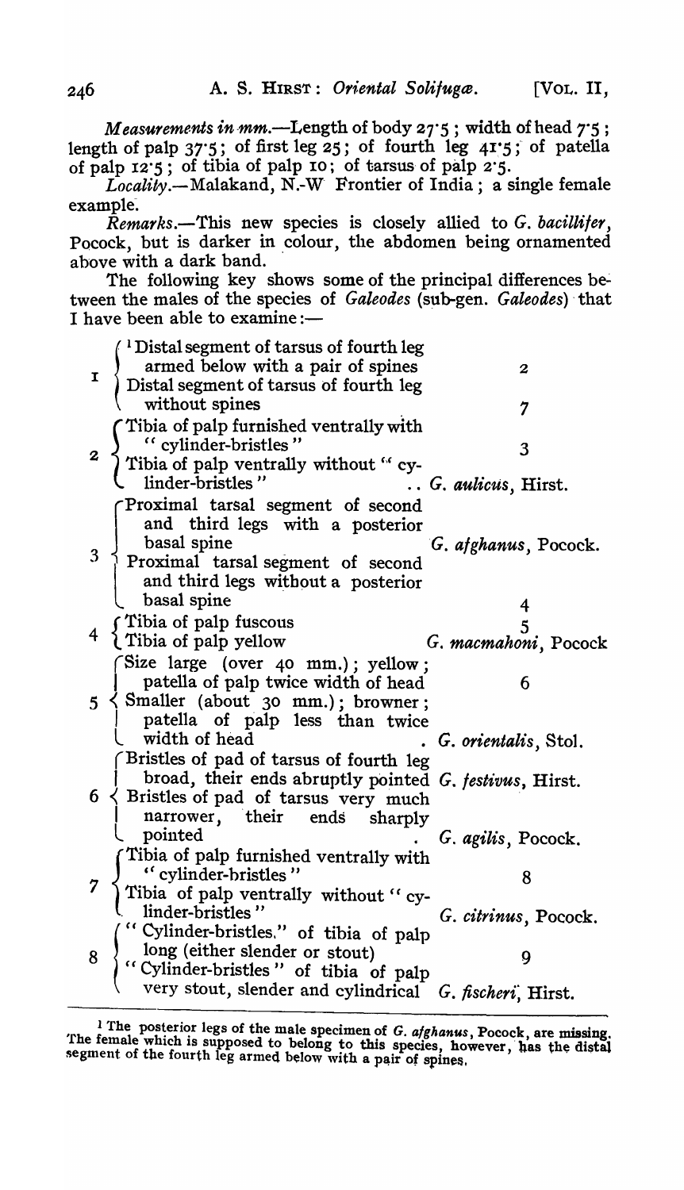*Measurements in mm.*—Length of body 27·5; width of head 7·5; length of palp 37·5; of first leg 25; of fourth leg 41·5; of patella of palp 12·5; of tibia of palp 10; of tarsus of palp 2·5.

*Locality.*—Malakand, N.-W Frontier of India; a single female example.

*Remarks.*—This new species is closely allied to *G. bacillifer*, Pocock, but is darker in colour, the abdomen being ornamented above with a dark band.

The following key shows some of the principal differences between the males of the species of *Galeodes* (sub-gen. *Galeodes*) that I have been able to examine:—

| | | |
|---|---|---|
| 1 | [1] Distal segment of tarsus of fourth leg armed below with a pair of spines | 2 |
| | Distal segment of tarsus of fourth leg without spines | 7 |
| 2 | Tibia of palp furnished ventrally with "cylinder-bristles" | 3 |
| | Tibia of palp ventrally without "cylinder-bristles" | .. *G. aulicus*, Hirst. |
| 3 | Proximal tarsal segment of second and third legs with a posterior basal spine | *G. afghanus*, Pocock. |
| | Proximal tarsal segment of second and third legs without a posterior basal spine | 4 |
| 4 | Tibia of palp fuscous | 5 |
| | Tibia of palp yellow | *G. macmahoni*, Pocock |
| 5 | Size large (over 40 mm.); yellow; patella of palp twice width of head | 6 |
| | Smaller (about 30 mm.); browner; patella of palp less than twice width of head | . *G. orientalis*, Stol. |
| 6 | Bristles of pad of tarsus of fourth leg broad, their ends abruptly pointed | *G. festivus*, Hirst. |
| | Bristles of pad of tarsus very much narrower, their ends sharply pointed | . *G. agilis*, Pocock. |
| 7 | Tibia of palp furnished ventrally with "cylinder-bristles" | 8 |
| | Tibia of palp ventrally without "cylinder-bristles" | *G. citrinus*, Pocock. |
| 8 | "Cylinder-bristles," of tibia of palp long (either slender or stout) | 9 |
| | "Cylinder-bristles" of tibia of palp very stout, slender and cylindrical | *G. fischeri*, Hirst. |

[1] The posterior legs of the male specimen of *G. afghanus*, Pocock, are missing. The female which is supposed to belong to this species, however, has the distal segment of the fourth leg armed below with a pair of spines.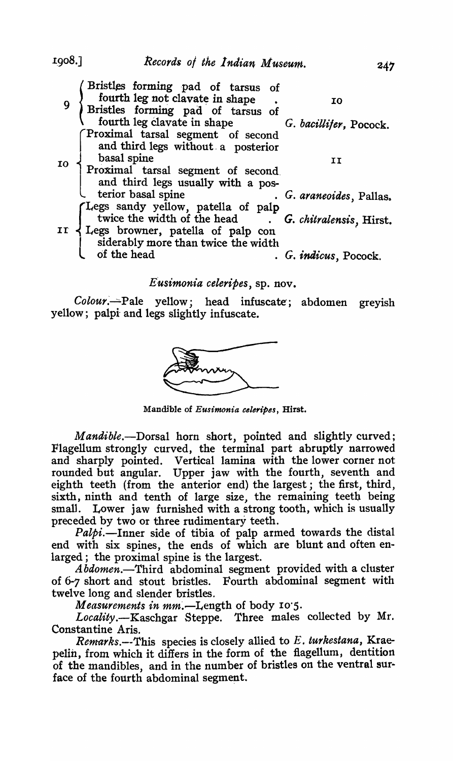| | | |
|---|---|---|
| 9 | Bristles forming pad of tarsus of fourth leg not clavate in shape . | 10 |
| | Bristles forming pad of tarsus of fourth leg clavate in shape | *G. bacillifer*, Pocock. |
| 10 | Proximal tarsal segment of second and third legs without a posterior basal spine | 11 |
| | Proximal tarsal segment of second and third legs usually with a posterior basal spine . | *G. araneoides*, Pallas. |
| 11 | Legs sandy yellow, patella of palp twice the width of the head . | *G. chitralensis*, Hirst. |
| | Legs browner, patella of palp considerably more than twice the width of the head . | *G. indicus*, Pocock. |

## *Eusimonia celeripes*, sp. nov.

*Colour*.—Pale yellow; head infuscate; abdomen greyish yellow; palpi and legs slightly infuscate.

Mandible of *Eusimonia celeripes*, Hirst.

*Mandible*.—Dorsal horn short, pointed and slightly curved; Flagellum strongly curved, the terminal part abruptly narrowed and sharply pointed. Vertical lamina with the lower corner not rounded but angular. Upper jaw with the fourth, seventh and eighth teeth (from the anterior end) the largest; the first, third, sixth, ninth and tenth of large size, the remaining teeth being small. Lower jaw furnished with a strong tooth, which is usually preceded by two or three rudimentary teeth.

*Palpi*.—Inner side of tibia of palp armed towards the distal end with six spines, the ends of which are blunt and often enlarged; the proximal spine is the largest.

*Abdomen*.—Third abdominal segment provided with a cluster of 6-7 short and stout bristles. Fourth abdominal segment with twelve long and slender bristles.

*Measurements in mm*.—Length of body 10·5.

*Locality*.—Kaschgar Steppe. Three males collected by Mr. Constantine Aris.

*Remarks*.—This species is closely allied to *E. turkestana*, Kraepelin, from which it differs in the form of the flagellum, dentition of the mandibles, and in the number of bristles on the ventral surface of the fourth abdominal segment.